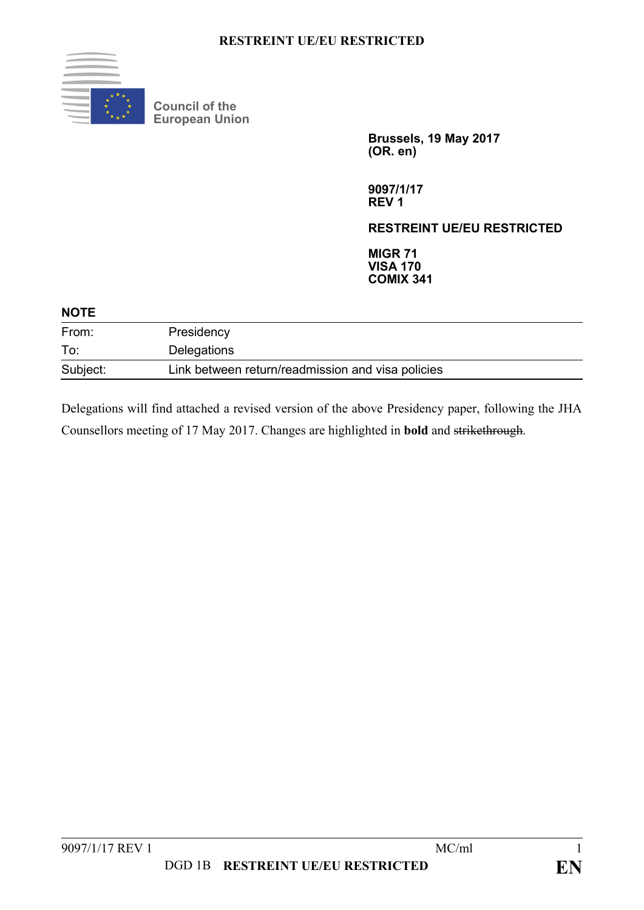**RESTREINT UE/EU RESTRICTED**

Council of the European Union

**Brussels, 19 May 2017**
**(OR. en)**

**9097/1/17**
**REV 1**

**RESTREINT UE/EU RESTRICTED**

**MIGR 71**
**VISA 170**
**COMIX 341**

**NOTE**

| | |
|---|---|
| From: | Presidency |
| To: | Delegations |
| Subject: | Link between return/readmission and visa policies |

Delegations will find attached a revised version of the above Presidency paper, following the JHA Counsellors meeting of 17 May 2017. Changes are highlighted in **bold** and ~~strikethrough~~.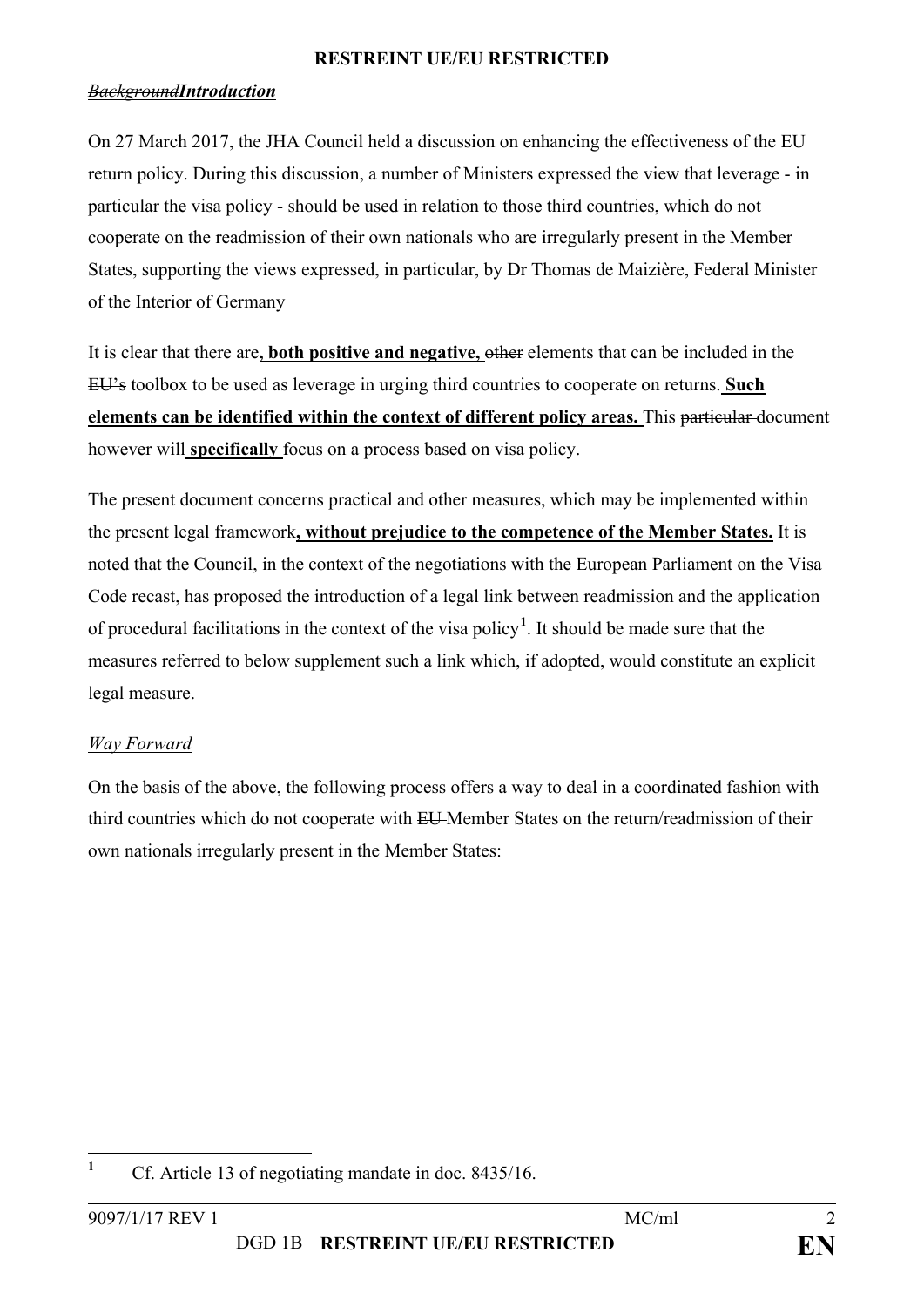~~Background~~***Introduction***

On 27 March 2017, the JHA Council held a discussion on enhancing the effectiveness of the EU return policy. During this discussion, a number of Ministers expressed the view that leverage - in particular the visa policy - should be used in relation to those third countries, which do not cooperate on the readmission of their own nationals who are irregularly present in the Member States, supporting the views expressed, in particular, by Dr Thomas de Maizière, Federal Minister of the Interior of Germany

It is clear that there are**, both positive and negative,** ~~other~~ elements that can be included in the ~~EU's~~ toolbox to be used as leverage in urging third countries to cooperate on returns. **Such elements can be identified within the context of different policy areas.** This ~~particular~~ document however will **specifically** focus on a process based on visa policy.

The present document concerns practical and other measures, which may be implemented within the present legal framework**, without prejudice to the competence of the Member States.** It is noted that the Council, in the context of the negotiations with the European Parliament on the Visa Code recast, has proposed the introduction of a legal link between readmission and the application of procedural facilitations in the context of the visa policy[1]. It should be made sure that the measures referred to below supplement such a link which, if adopted, would constitute an explicit legal measure.

*Way Forward*

On the basis of the above, the following process offers a way to deal in a coordinated fashion with third countries which do not cooperate with ~~EU~~ Member States on the return/readmission of their own nationals irregularly present in the Member States:

[1] Cf. Article 13 of negotiating mandate in doc. 8435/16.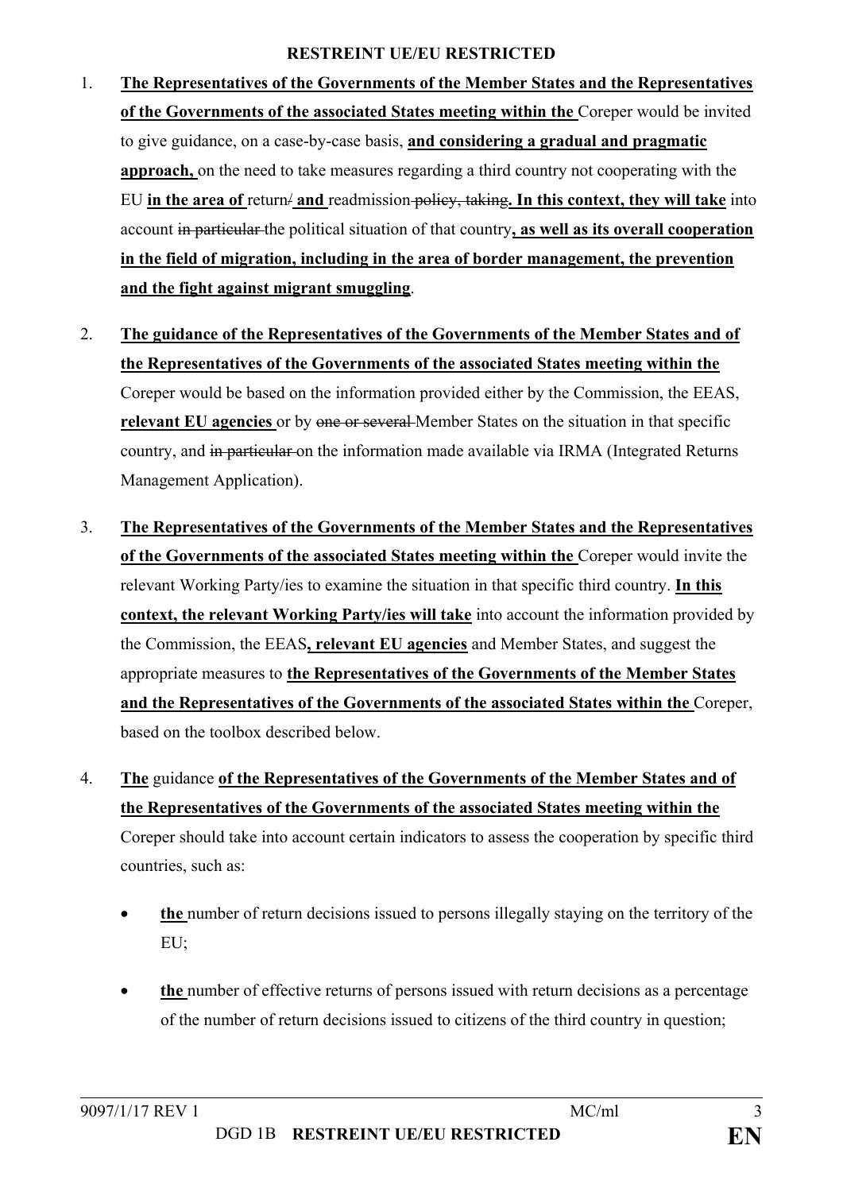1. **The Representatives of the Governments of the Member States and the Representatives of the Governments of the associated States meeting within the** Coreper would be invited to give guidance, on a case-by-case basis, **and considering a gradual and pragmatic approach,** on the need to take measures regarding a third country not cooperating with the EU **in the area of** return~~/~~ **and** readmission ~~policy, taking~~**. In this context, they will take** into account ~~in particular~~ the political situation of that country**, as well as its overall cooperation in the field of migration, including in the area of border management, the prevention and the fight against migrant smuggling**.

2. **The guidance of the Representatives of the Governments of the Member States and of the Representatives of the Governments of the associated States meeting within the** Coreper would be based on the information provided either by the Commission, the EEAS, **relevant EU agencies** or by ~~one or several~~ Member States on the situation in that specific country, and ~~in particular~~ on the information made available via IRMA (Integrated Returns Management Application).

3. **The Representatives of the Governments of the Member States and the Representatives of the Governments of the associated States meeting within the** Coreper would invite the relevant Working Party/ies to examine the situation in that specific third country. **In this context, the relevant Working Party/ies will take** into account the information provided by the Commission, the EEAS**, relevant EU agencies** and Member States, and suggest the appropriate measures to **the Representatives of the Governments of the Member States and the Representatives of the Governments of the associated States within the** Coreper, based on the toolbox described below.

4. **The** guidance **of the Representatives of the Governments of the Member States and of the Representatives of the Governments of the associated States meeting within the** Coreper should take into account certain indicators to assess the cooperation by specific third countries, such as:

   - **the** number of return decisions issued to persons illegally staying on the territory of the EU;

   - **the** number of effective returns of persons issued with return decisions as a percentage of the number of return decisions issued to citizens of the third country in question;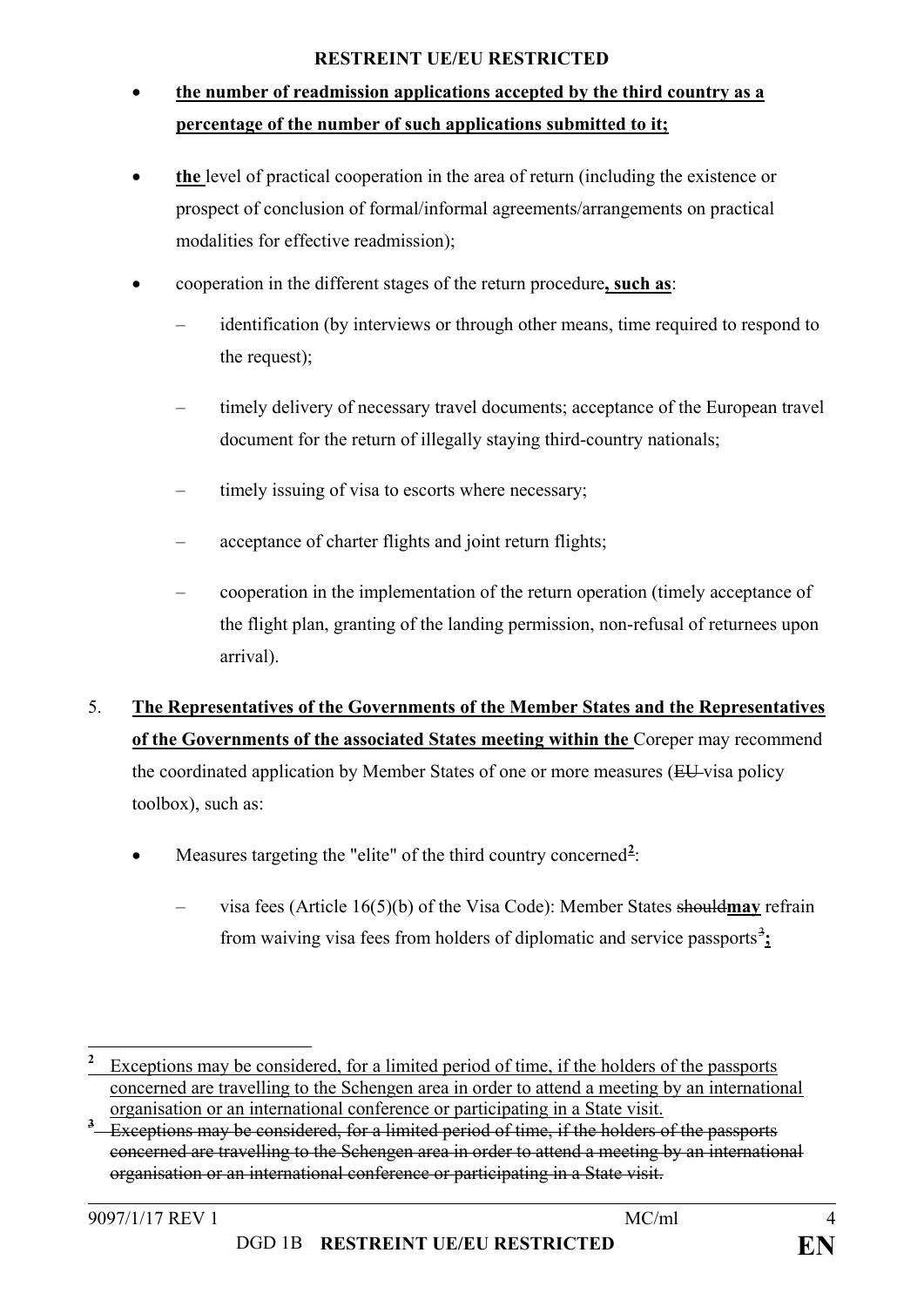- **the number of readmission applications accepted by the third country as a percentage of the number of such applications submitted to it;**

- **the** level of practical cooperation in the area of return (including the existence or prospect of conclusion of formal/informal agreements/arrangements on practical modalities for effective readmission);

- cooperation in the different stages of the return procedure**, such as**:

  - identification (by interviews or through other means, time required to respond to the request);

  - timely delivery of necessary travel documents; acceptance of the European travel document for the return of illegally staying third-country nationals;

  - timely issuing of visa to escorts where necessary;

  - acceptance of charter flights and joint return flights;

  - cooperation in the implementation of the return operation (timely acceptance of the flight plan, granting of the landing permission, non-refusal of returnees upon arrival).

5. **The Representatives of the Governments of the Member States and the Representatives of the Governments of the associated States meeting within the** Coreper may recommend the coordinated application by Member States of one or more measures (~~EU~~ visa policy toolbox), such as:

   - Measures targeting the "elite" of the third country concerned[2]:

     - visa fees (Article 16(5)(b) of the Visa Code): Member States ~~should~~**may** refrain from waiving visa fees from holders of diplomatic and service passports~~[3]~~**;**

---

[2] Exceptions may be considered, for a limited period of time, if the holders of the passports concerned are travelling to the Schengen area in order to attend a meeting by an international organisation or an international conference or participating in a State visit.

~~[3] Exceptions may be considered, for a limited period of time, if the holders of the passports concerned are travelling to the Schengen area in order to attend a meeting by an international organisation or an international conference or participating in a State visit.~~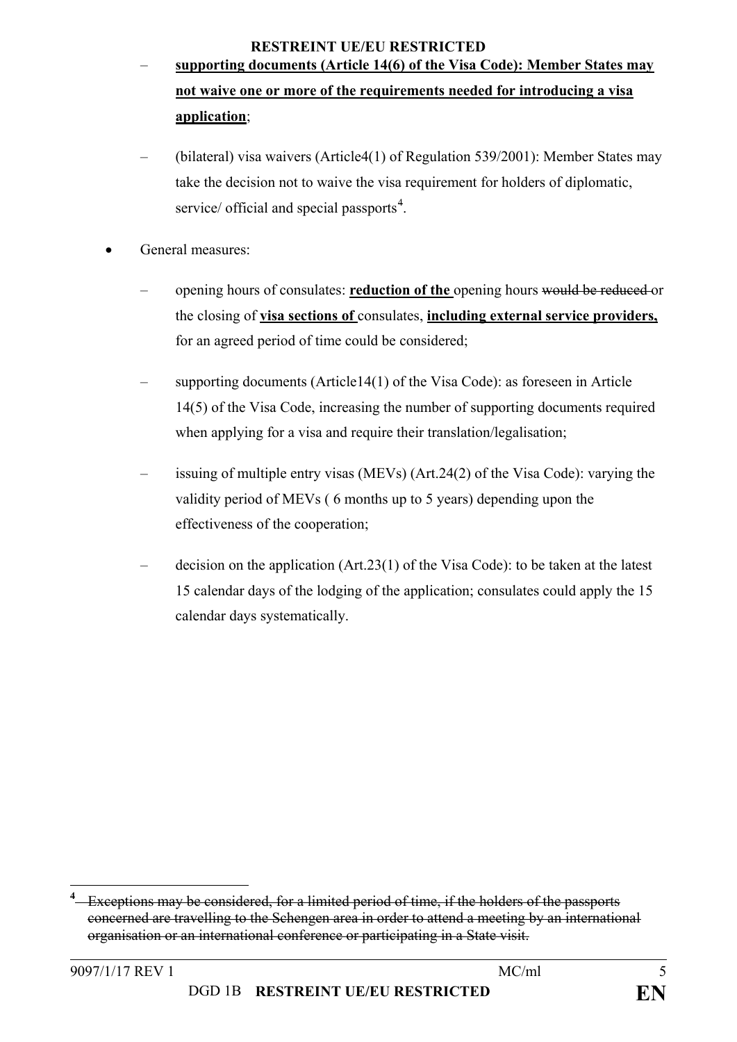- **supporting documents (Article 14(6) of the Visa Code): Member States may not waive one or more of the requirements needed for introducing a visa application**;
- (bilateral) visa waivers (Article4(1) of Regulation 539/2001): Member States may take the decision not to waive the visa requirement for holders of diplomatic, service/ official and special passports[4].

- General measures:
  - opening hours of consulates: **reduction of the** opening hours ~~would be reduced~~ or the closing of **visa sections of** consulates, **including external service providers,** for an agreed period of time could be considered;
  - supporting documents (Article14(1) of the Visa Code): as foreseen in Article 14(5) of the Visa Code, increasing the number of supporting documents required when applying for a visa and require their translation/legalisation;
  - issuing of multiple entry visas (MEVs) (Art.24(2) of the Visa Code): varying the validity period of MEVs ( 6 months up to 5 years) depending upon the effectiveness of the cooperation;
  - decision on the application (Art.23(1) of the Visa Code): to be taken at the latest 15 calendar days of the lodging of the application; consulates could apply the 15 calendar days systematically.

---

[4] ~~Exceptions may be considered, for a limited period of time, if the holders of the passports concerned are travelling to the Schengen area in order to attend a meeting by an international organisation or an international conference or participating in a State visit.~~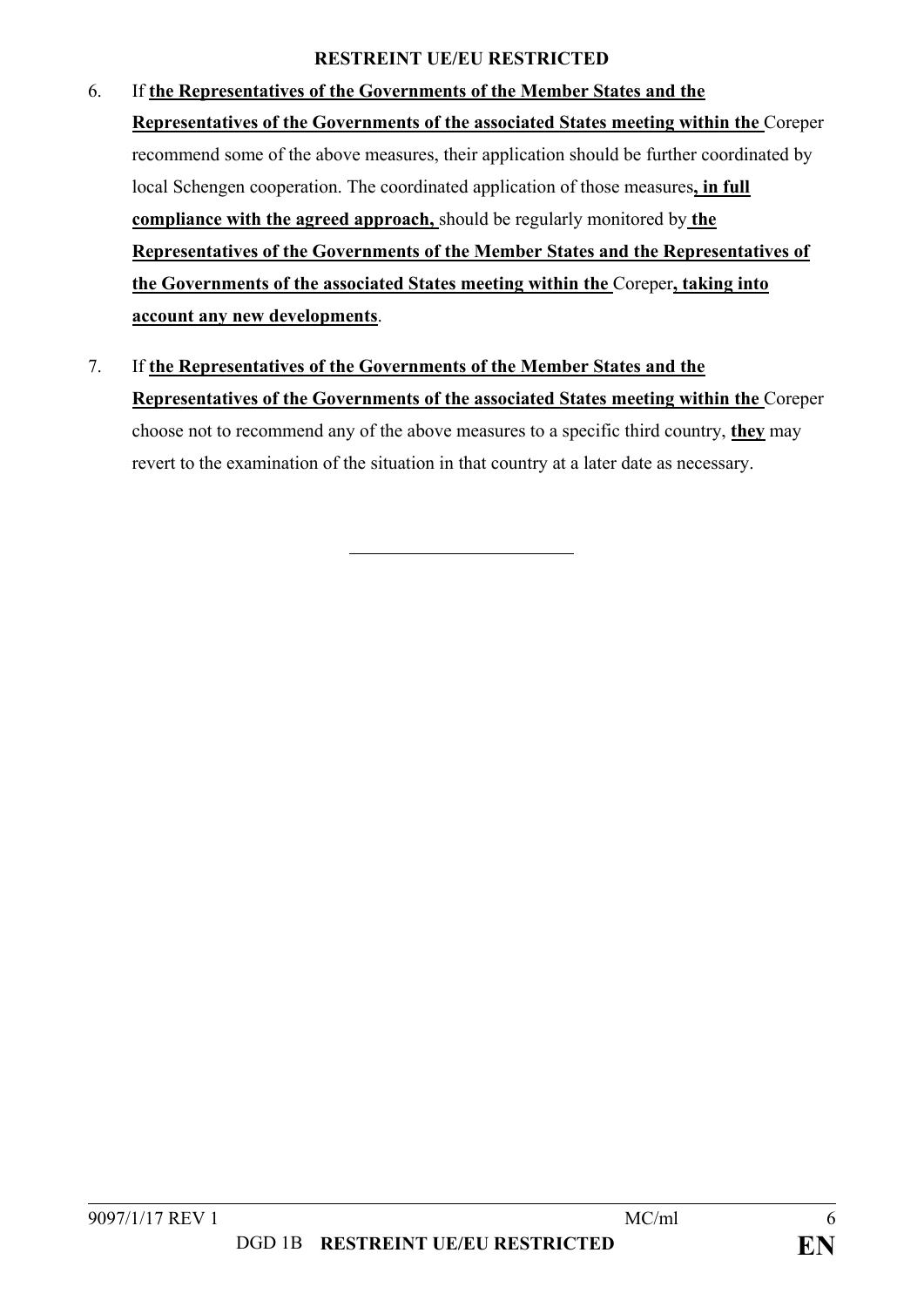6. If **<u>the Representatives of the Governments of the Member States and the Representatives of the Governments of the associated States meeting within the</u>** Coreper recommend some of the above measures, their application should be further coordinated by local Schengen cooperation. The coordinated application of those measures**<u>, in full compliance with the agreed approach,</u>** should be regularly monitored by **<u>the Representatives of the Governments of the Member States and the Representatives of the Governments of the associated States meeting within the</u>** Coreper**<u>, taking into account any new developments</u>**.

7. If **<u>the Representatives of the Governments of the Member States and the Representatives of the Governments of the associated States meeting within the</u>** Coreper choose not to recommend any of the above measures to a specific third country, **<u>they</u>** may revert to the examination of the situation in that country at a later date as necessary.

---